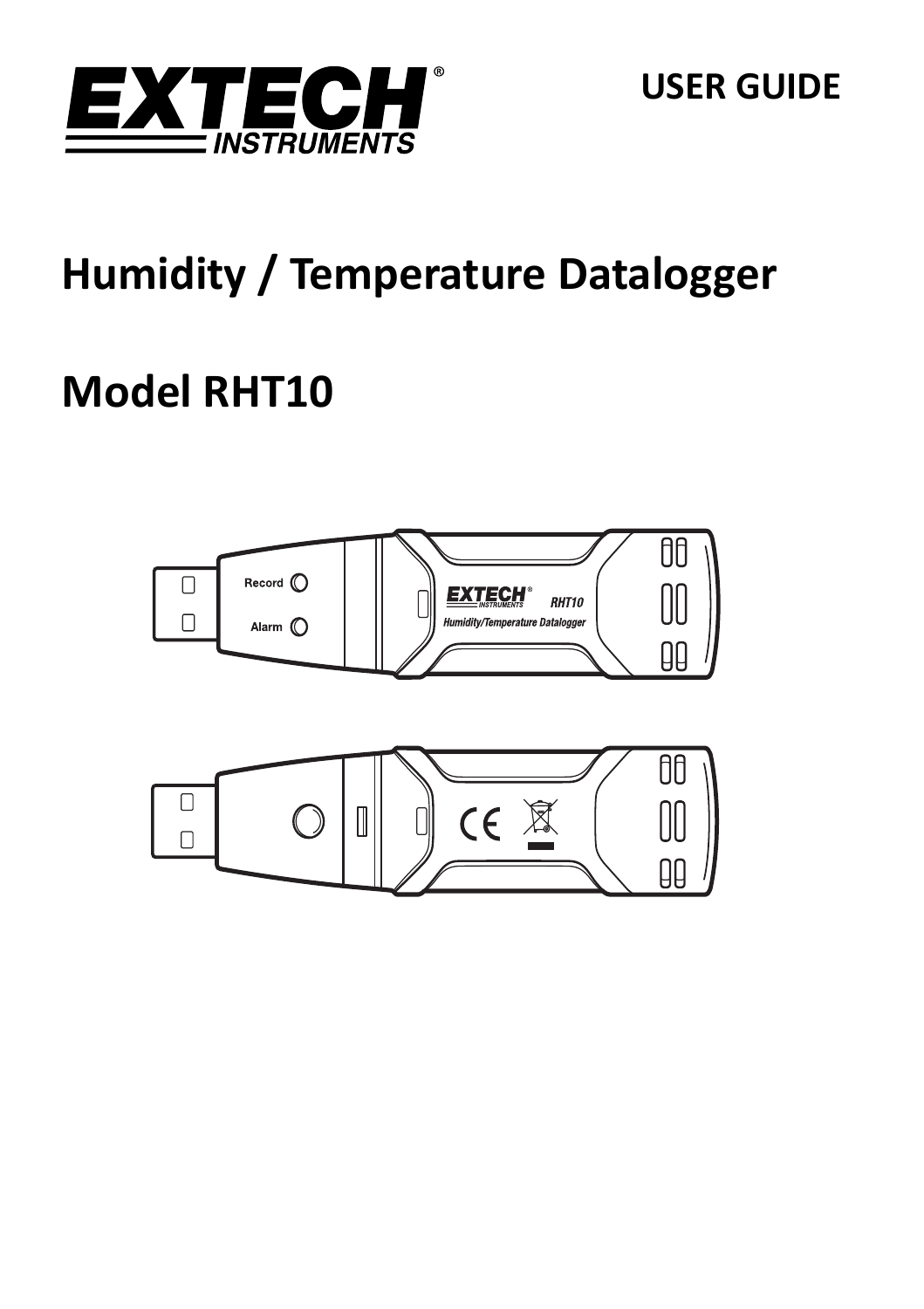EXTECH INSTRUMENTS

USER GUIDE

# Humidity / Temperature Datalogger

# Model RHT10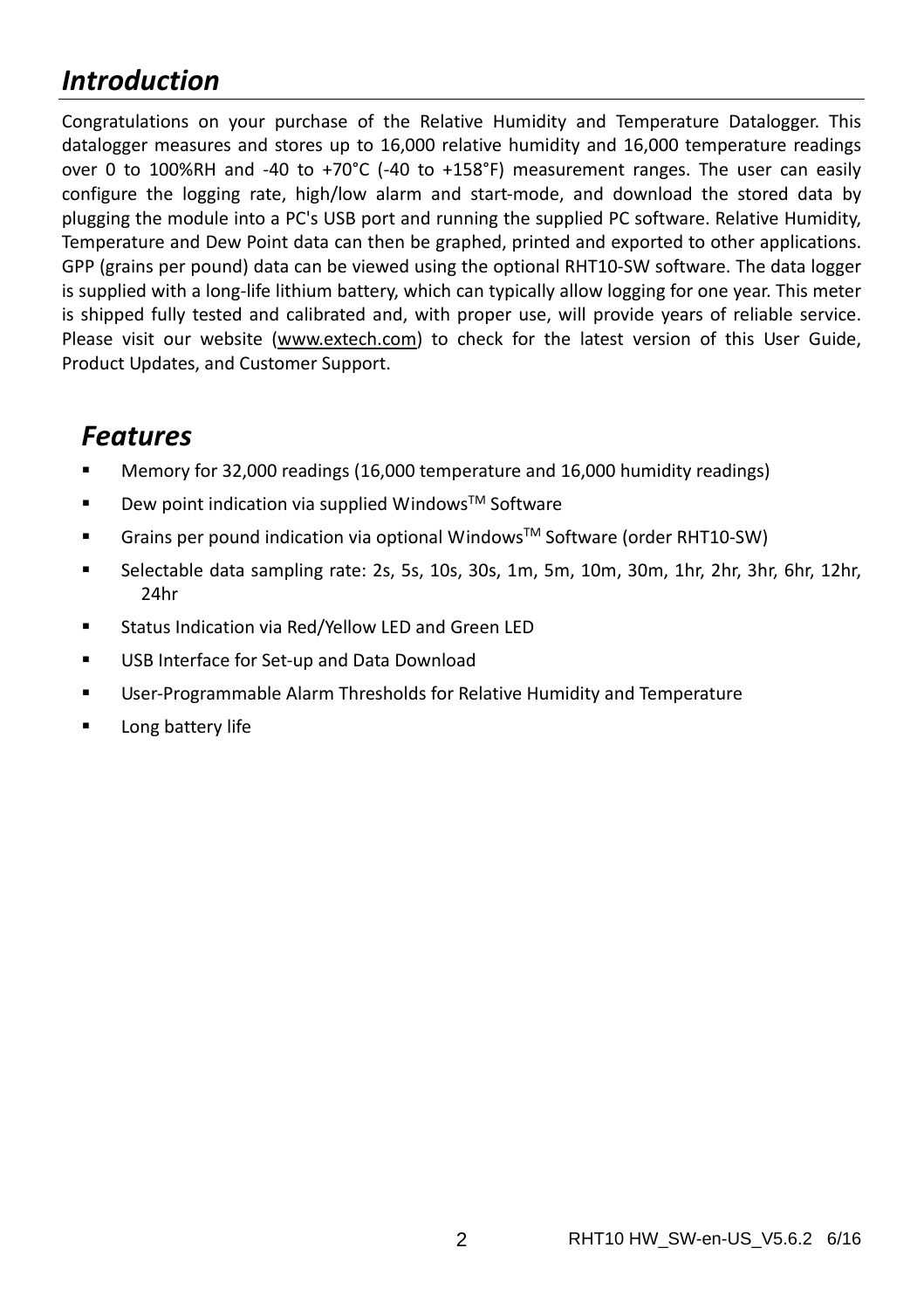## *Introduction*

Congratulations on your purchase of the Relative Humidity and Temperature Datalogger. This datalogger measures and stores up to 16,000 relative humidity and 16,000 temperature readings over 0 to 100%RH and -40 to +70°C (-40 to +158°F) measurement ranges. The user can easily configure the logging rate, high/low alarm and start-mode, and download the stored data by plugging the module into a PC's USB port and running the supplied PC software. Relative Humidity, Temperature and Dew Point data can then be graphed, printed and exported to other applications. GPP (grains per pound) data can be viewed using the optional RHT10-SW software. The data logger is supplied with a long-life lithium battery, which can typically allow logging for one year. This meter is shipped fully tested and calibrated and, with proper use, will provide years of reliable service. Please visit our website (www.extech.com) to check for the latest version of this User Guide, Product Updates, and Customer Support.

### *Features*

- Memory for 32,000 readings (16,000 temperature and 16,000 humidity readings)
- Dew point indication via supplied Windows™ Software
- Grains per pound indication via optional Windows™ Software (order RHT10-SW)
- Selectable data sampling rate: 2s, 5s, 10s, 30s, 1m, 5m, 10m, 30m, 1hr, 2hr, 3hr, 6hr, 12hr, 24hr
- Status Indication via Red/Yellow LED and Green LED
- USB Interface for Set-up and Data Download
- User-Programmable Alarm Thresholds for Relative Humidity and Temperature
- Long battery life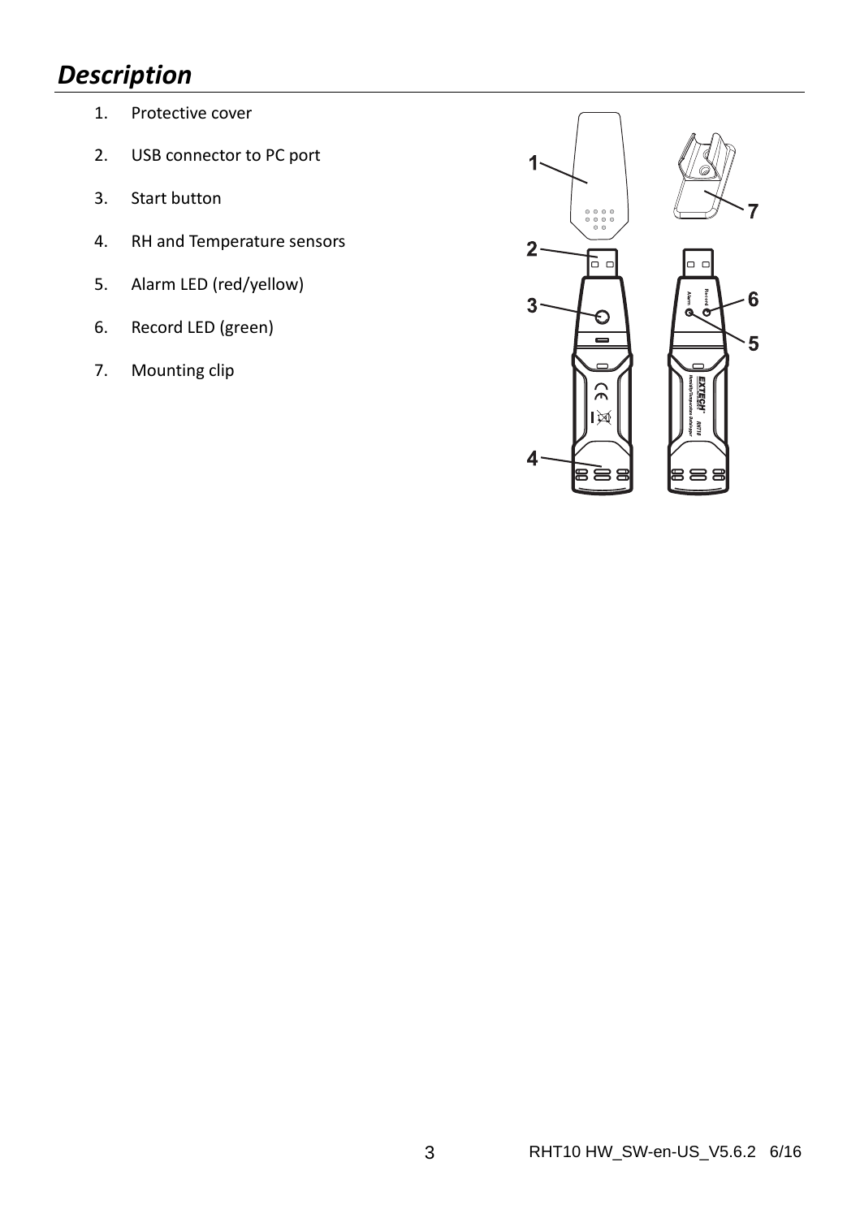## *Description*

1. Protective cover
2. USB connector to PC port
3. Start button
4. RH and Temperature sensors
5. Alarm LED (red/yellow)
6. Record LED (green)
7. Mounting clip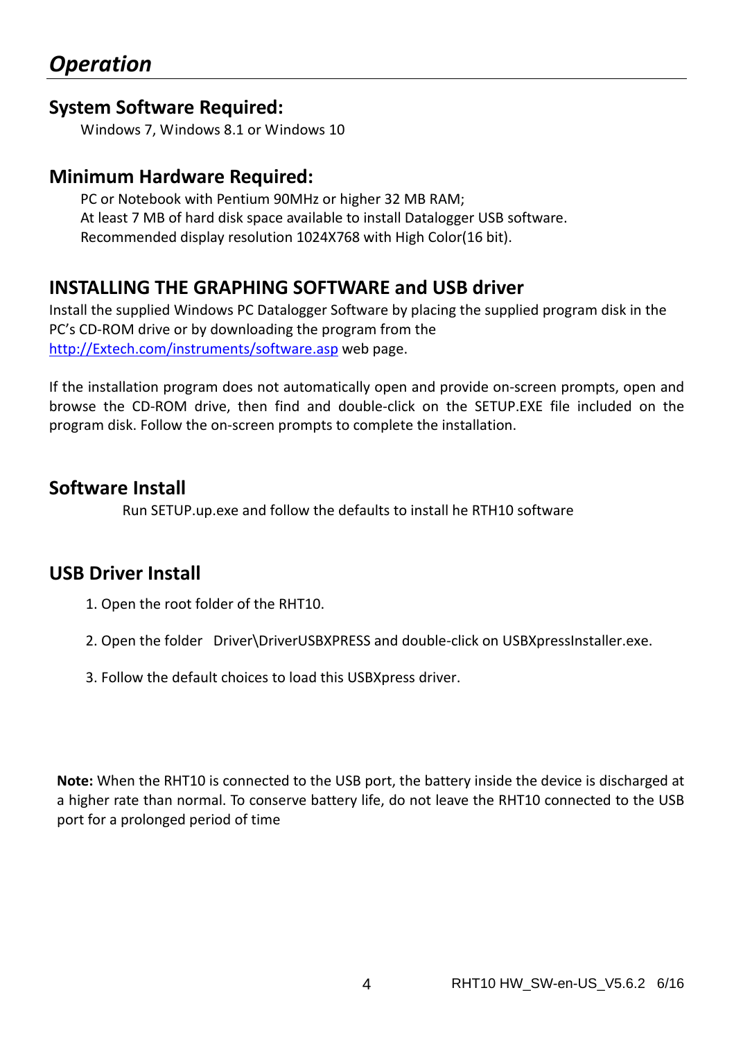# *Operation*

## System Software Required:

Windows 7, Windows 8.1 or Windows 10

## Minimum Hardware Required:

PC or Notebook with Pentium 90MHz or higher 32 MB RAM;
At least 7 MB of hard disk space available to install Datalogger USB software.
Recommended display resolution 1024X768 with High Color(16 bit).

## INSTALLING THE GRAPHING SOFTWARE and USB driver

Install the supplied Windows PC Datalogger Software by placing the supplied program disk in the PC's CD-ROM drive or by downloading the program from the http://Extech.com/instruments/software.asp web page.

If the installation program does not automatically open and provide on-screen prompts, open and browse the CD-ROM drive, then find and double-click on the SETUP.EXE file included on the program disk. Follow the on-screen prompts to complete the installation.

## Software Install

Run SETUP.up.exe and follow the defaults to install he RTH10 software

## USB Driver Install

1. Open the root folder of the RHT10.
2. Open the folder Driver\DriverUSBXPRESS and double-click on USBXpressInstaller.exe.
3. Follow the default choices to load this USBXpress driver.

**Note:** When the RHT10 is connected to the USB port, the battery inside the device is discharged at a higher rate than normal. To conserve battery life, do not leave the RHT10 connected to the USB port for a prolonged period of time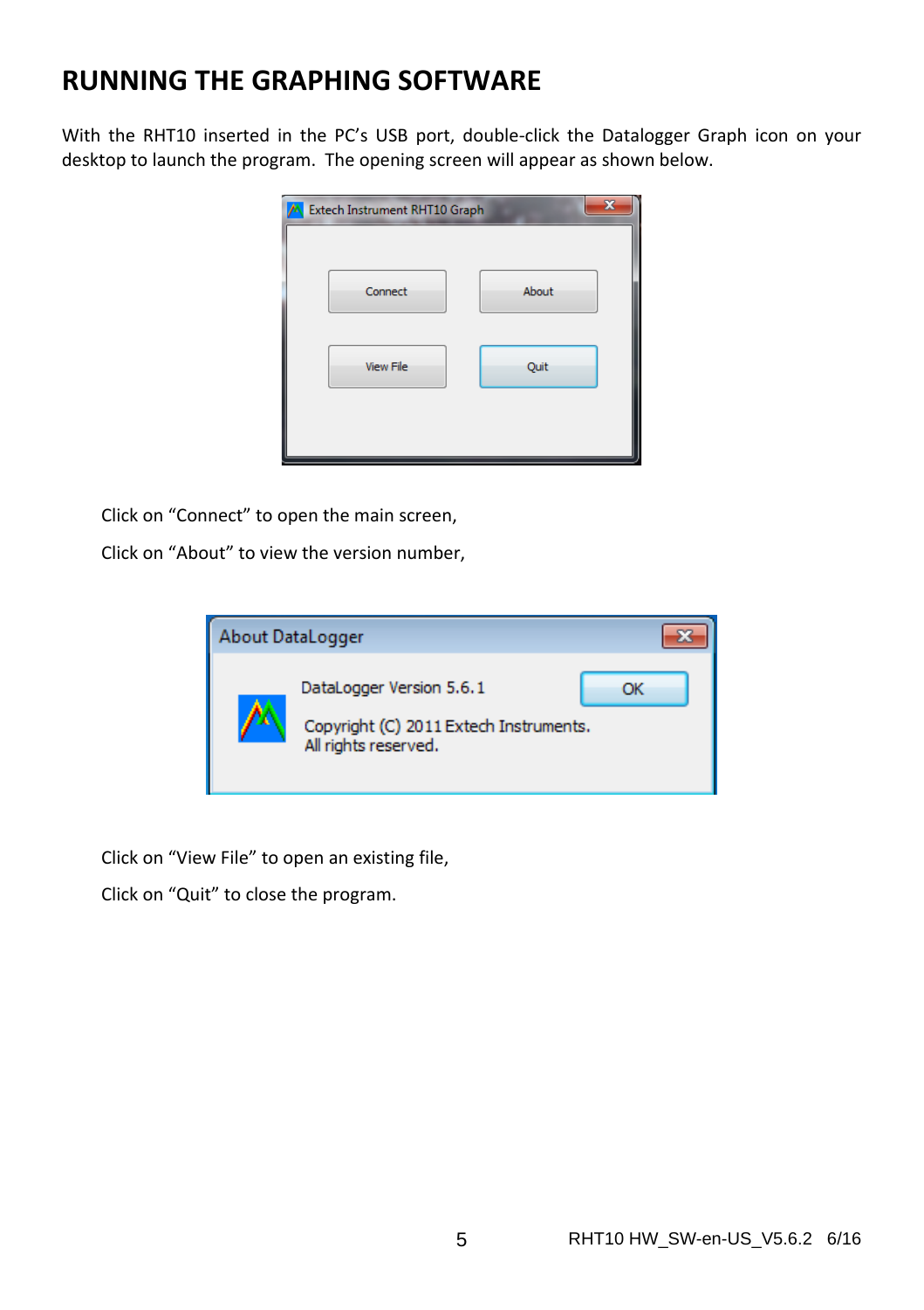# RUNNING THE GRAPHING SOFTWARE

With the RHT10 inserted in the PC's USB port, double-click the Datalogger Graph icon on your desktop to launch the program. The opening screen will appear as shown below.

Click on "Connect" to open the main screen,

Click on "About" to view the version number,

Click on "View File" to open an existing file,

Click on "Quit" to close the program.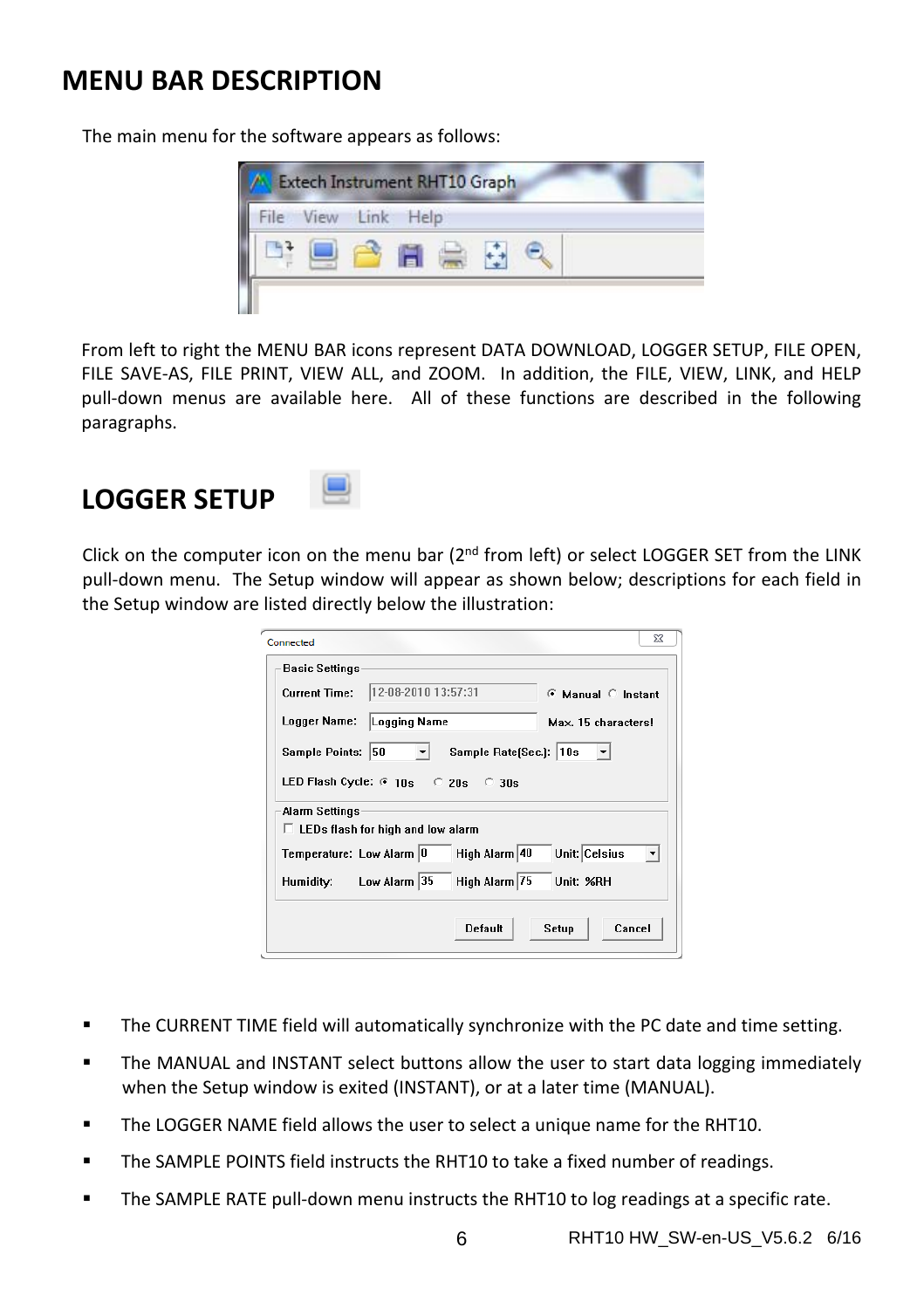# MENU BAR DESCRIPTION

The main menu for the software appears as follows:

From left to right the MENU BAR icons represent DATA DOWNLOAD, LOGGER SETUP, FILE OPEN, FILE SAVE-AS, FILE PRINT, VIEW ALL, and ZOOM. In addition, the FILE, VIEW, LINK, and HELP pull-down menus are available here. All of these functions are described in the following paragraphs.

## LOGGER SETUP

Click on the computer icon on the menu bar (2nd from left) or select LOGGER SET from the LINK pull-down menu. The Setup window will appear as shown below; descriptions for each field in the Setup window are listed directly below the illustration:

- The CURRENT TIME field will automatically synchronize with the PC date and time setting.
- The MANUAL and INSTANT select buttons allow the user to start data logging immediately when the Setup window is exited (INSTANT), or at a later time (MANUAL).
- The LOGGER NAME field allows the user to select a unique name for the RHT10.
- The SAMPLE POINTS field instructs the RHT10 to take a fixed number of readings.
- The SAMPLE RATE pull-down menu instructs the RHT10 to log readings at a specific rate.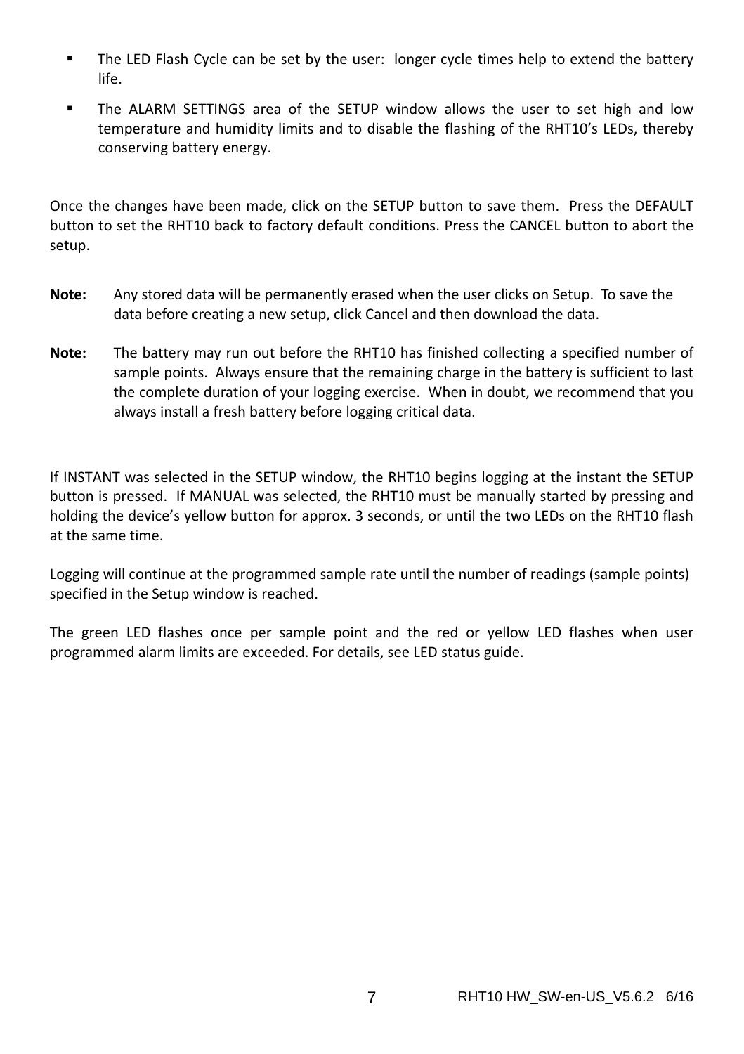- The LED Flash Cycle can be set by the user: longer cycle times help to extend the battery life.
- The ALARM SETTINGS area of the SETUP window allows the user to set high and low temperature and humidity limits and to disable the flashing of the RHT10's LEDs, thereby conserving battery energy.

Once the changes have been made, click on the SETUP button to save them. Press the DEFAULT button to set the RHT10 back to factory default conditions. Press the CANCEL button to abort the setup.

**Note:** Any stored data will be permanently erased when the user clicks on Setup. To save the data before creating a new setup, click Cancel and then download the data.

**Note:** The battery may run out before the RHT10 has finished collecting a specified number of sample points. Always ensure that the remaining charge in the battery is sufficient to last the complete duration of your logging exercise. When in doubt, we recommend that you always install a fresh battery before logging critical data.

If INSTANT was selected in the SETUP window, the RHT10 begins logging at the instant the SETUP button is pressed. If MANUAL was selected, the RHT10 must be manually started by pressing and holding the device's yellow button for approx. 3 seconds, or until the two LEDs on the RHT10 flash at the same time.

Logging will continue at the programmed sample rate until the number of readings (sample points) specified in the Setup window is reached.

The green LED flashes once per sample point and the red or yellow LED flashes when user programmed alarm limits are exceeded. For details, see LED status guide.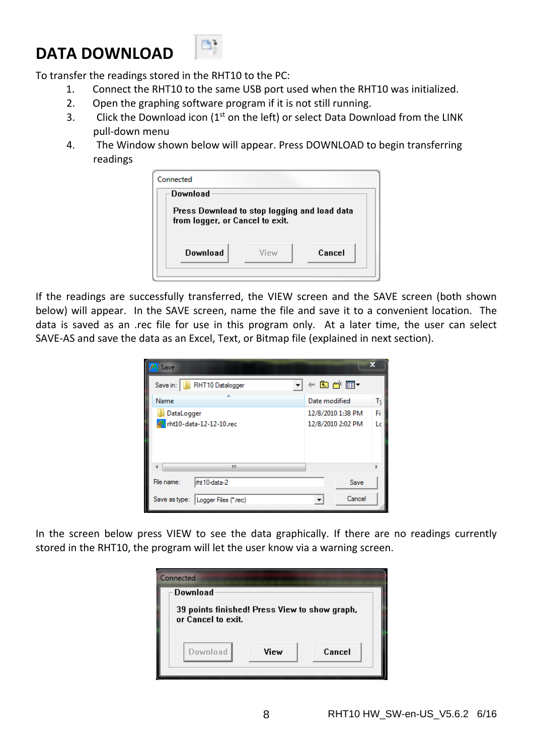# DATA DOWNLOAD

To transfer the readings stored in the RHT10 to the PC:

1. Connect the RHT10 to the same USB port used when the RHT10 was initialized.
2. Open the graphing software program if it is not still running.
3. Click the Download icon (1st on the left) or select Data Download from the LINK pull-down menu
4. The Window shown below will appear. Press DOWNLOAD to begin transferring readings

If the readings are successfully transferred, the VIEW screen and the SAVE screen (both shown below) will appear. In the SAVE screen, name the file and save it to a convenient location. The data is saved as an .rec file for use in this program only. At a later time, the user can select SAVE-AS and save the data as an Excel, Text, or Bitmap file (explained in next section).

In the screen below press VIEW to see the data graphically. If there are no readings currently stored in the RHT10, the program will let the user know via a warning screen.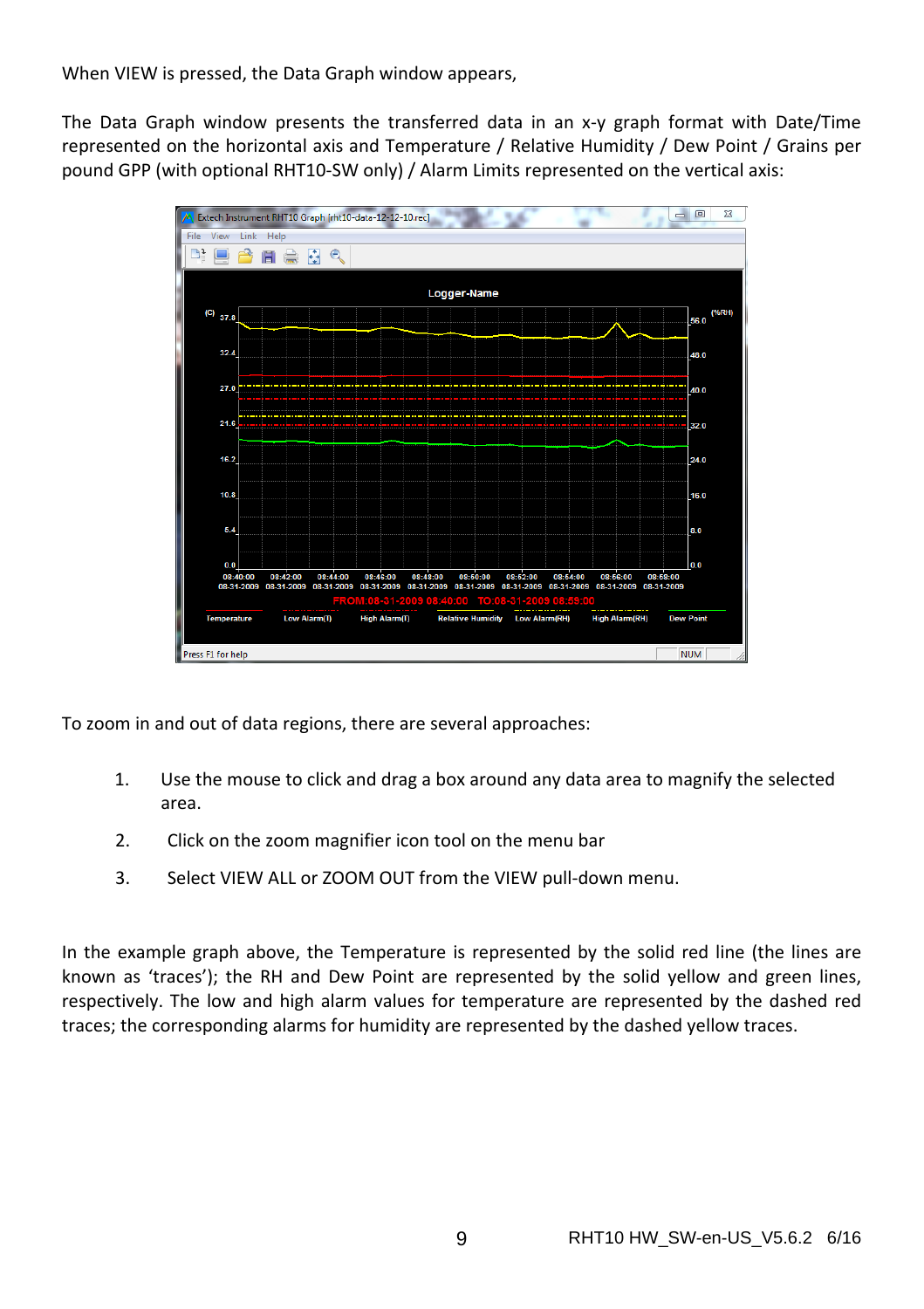When VIEW is pressed, the Data Graph window appears,

The Data Graph window presents the transferred data in an x-y graph format with Date/Time represented on the horizontal axis and Temperature / Relative Humidity / Dew Point / Grains per pound GPP (with optional RHT10-SW only) / Alarm Limits represented on the vertical axis:

To zoom in and out of data regions, there are several approaches:

1. Use the mouse to click and drag a box around any data area to magnify the selected area.
2. Click on the zoom magnifier icon tool on the menu bar
3. Select VIEW ALL or ZOOM OUT from the VIEW pull-down menu.

In the example graph above, the Temperature is represented by the solid red line (the lines are known as 'traces'); the RH and Dew Point are represented by the solid yellow and green lines, respectively. The low and high alarm values for temperature are represented by the dashed red traces; the corresponding alarms for humidity are represented by the dashed yellow traces.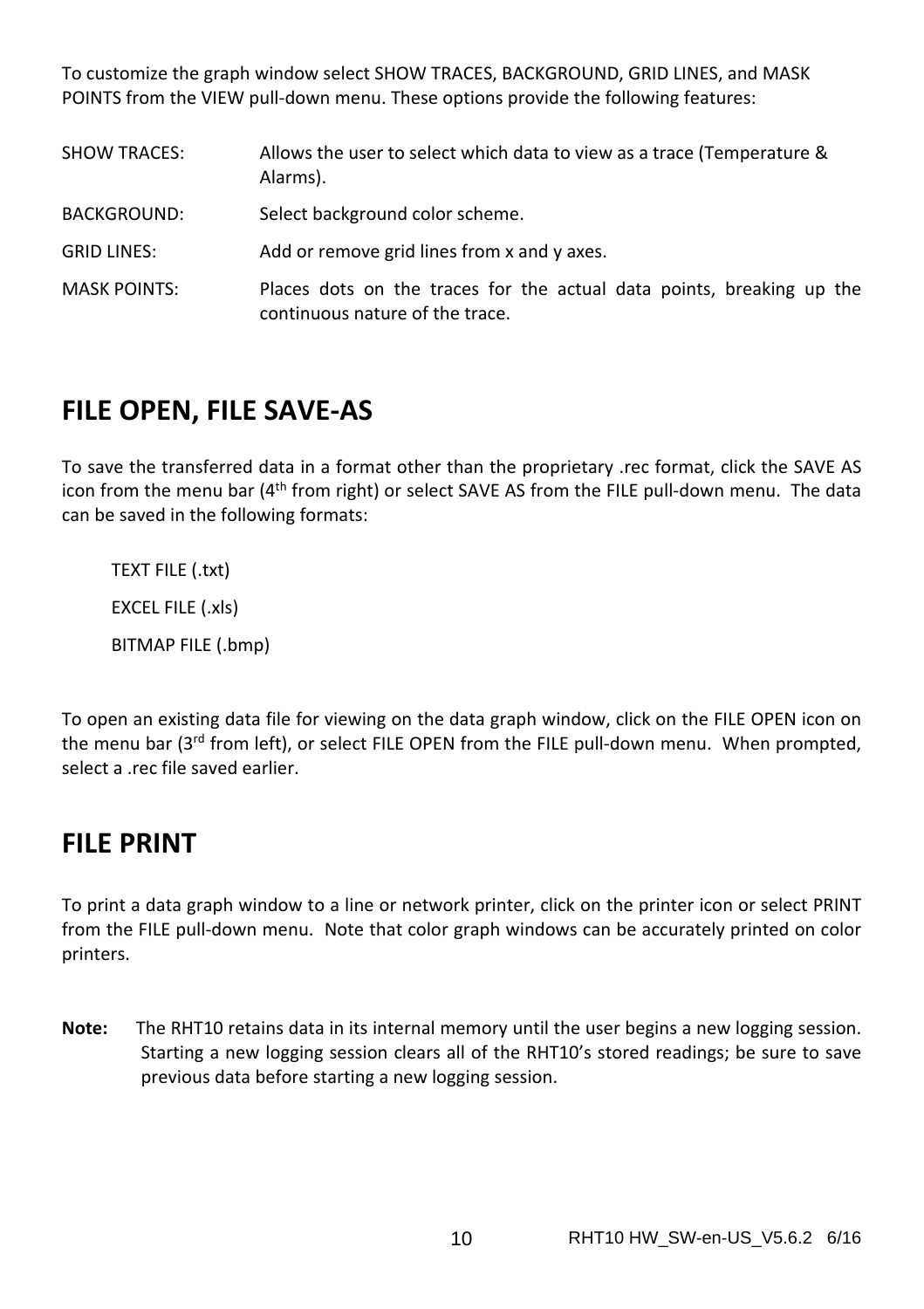To customize the graph window select SHOW TRACES, BACKGROUND, GRID LINES, and MASK POINTS from the VIEW pull-down menu. These options provide the following features:

| | |
|---|---|
| SHOW TRACES: | Allows the user to select which data to view as a trace (Temperature & Alarms). |
| BACKGROUND: | Select background color scheme. |
| GRID LINES: | Add or remove grid lines from x and y axes. |
| MASK POINTS: | Places dots on the traces for the actual data points, breaking up the continuous nature of the trace. |

## FILE OPEN, FILE SAVE-AS

To save the transferred data in a format other than the proprietary .rec format, click the SAVE AS icon from the menu bar (4th from right) or select SAVE AS from the FILE pull-down menu. The data can be saved in the following formats:

TEXT FILE (.txt)

EXCEL FILE (.xls)

BITMAP FILE (.bmp)

To open an existing data file for viewing on the data graph window, click on the FILE OPEN icon on the menu bar (3rd from left), or select FILE OPEN from the FILE pull-down menu. When prompted, select a .rec file saved earlier.

## FILE PRINT

To print a data graph window to a line or network printer, click on the printer icon or select PRINT from the FILE pull-down menu. Note that color graph windows can be accurately printed on color printers.

**Note:** The RHT10 retains data in its internal memory until the user begins a new logging session. Starting a new logging session clears all of the RHT10's stored readings; be sure to save previous data before starting a new logging session.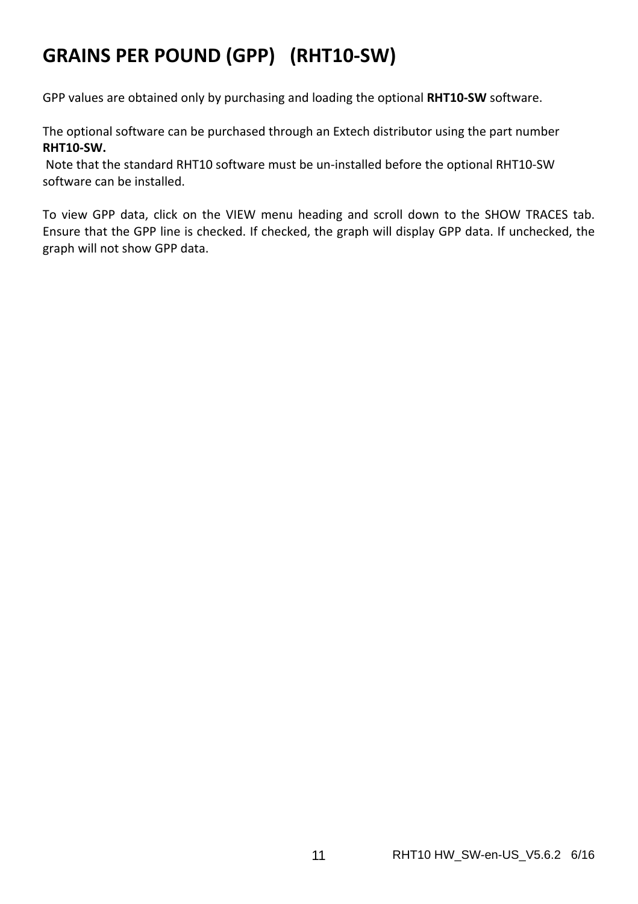# GRAINS PER POUND (GPP)   (RHT10-SW)

GPP values are obtained only by purchasing and loading the optional **RHT10-SW** software.

The optional software can be purchased through an Extech distributor using the part number **RHT10-SW.**
Note that the standard RHT10 software must be un-installed before the optional RHT10-SW software can be installed.

To view GPP data, click on the VIEW menu heading and scroll down to the SHOW TRACES tab. Ensure that the GPP line is checked. If checked, the graph will display GPP data. If unchecked, the graph will not show GPP data.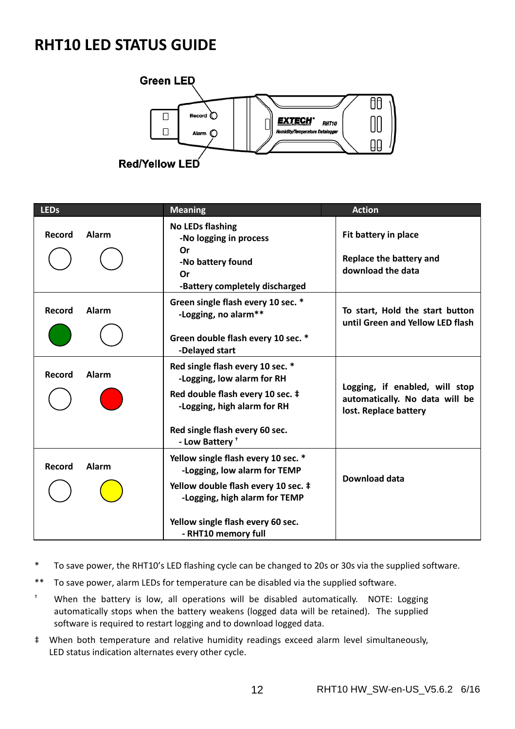# RHT10 LED STATUS GUIDE

Green LED

Red/Yellow LED

| LEDs | Meaning | Action |
|---|---|---|
| Record ○ Alarm ○ | **No LEDs flashing**<br>-No logging in process<br>Or<br>-No battery found<br>Or<br>-Battery completely discharged | Fit battery in place<br><br>Replace the battery and download the data |
| Record (Green) Alarm ○ | **Green single flash every 10 sec. ***<br>-Logging, no alarm**<br><br>**Green double flash every 10 sec. ***<br>-Delayed start | To start, Hold the start button until Green and Yellow LED flash |
| Record ○ Alarm (Red) | **Red single flash every 10 sec. ***<br>-Logging, low alarm for RH<br>**Red double flash every 10 sec. ‡**<br>-Logging, high alarm for RH<br><br>**Red single flash every 60 sec.**<br>- Low Battery † | Logging, if enabled, will stop automatically. No data will be lost. Replace battery |
| Record ○ Alarm (Yellow) | **Yellow single flash every 10 sec. ***<br>-Logging, low alarm for TEMP<br>**Yellow double flash every 10 sec. ‡**<br>-Logging, high alarm for TEMP<br><br>**Yellow single flash every 60 sec.**<br>- RHT10 memory full | Download data |

\* To save power, the RHT10's LED flashing cycle can be changed to 20s or 30s via the supplied software.

** To save power, alarm LEDs for temperature can be disabled via the supplied software.

† When the battery is low, all operations will be disabled automatically. NOTE: Logging automatically stops when the battery weakens (logged data will be retained). The supplied software is required to restart logging and to download logged data.

‡ When both temperature and relative humidity readings exceed alarm level simultaneously, LED status indication alternates every other cycle.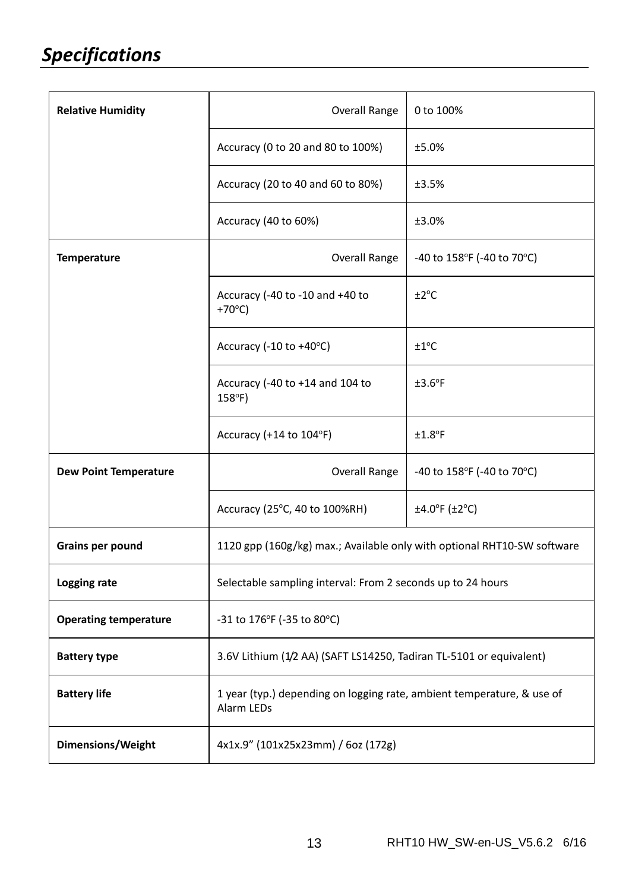## *Specifications*

| | | |
|---|---|---|
| **Relative Humidity** | Overall Range | 0 to 100% |
| | Accuracy (0 to 20 and 80 to 100%) | ±5.0% |
| | Accuracy (20 to 40 and 60 to 80%) | ±3.5% |
| | Accuracy (40 to 60%) | ±3.0% |
| **Temperature** | Overall Range | -40 to 158°F (-40 to 70°C) |
| | Accuracy (-40 to -10 and +40 to +70°C) | ±2°C |
| | Accuracy (-10 to +40°C) | ±1°C |
| | Accuracy (-40 to +14 and 104 to 158°F) | ±3.6°F |
| | Accuracy (+14 to 104°F) | ±1.8°F |
| **Dew Point Temperature** | Overall Range | -40 to 158°F (-40 to 70°C) |
| | Accuracy (25°C, 40 to 100%RH) | ±4.0°F (±2°C) |
| **Grains per pound** | 1120 gpp (160g/kg) max.; Available only with optional RHT10-SW software | |
| **Logging rate** | Selectable sampling interval: From 2 seconds up to 24 hours | |
| **Operating temperature** | -31 to 176°F (-35 to 80°C) | |
| **Battery type** | 3.6V Lithium (1/2 AA) (SAFT LS14250, Tadiran TL-5101 or equivalent) | |
| **Battery life** | 1 year (typ.) depending on logging rate, ambient temperature, & use of Alarm LEDs | |
| **Dimensions/Weight** | 4x1x.9" (101x25x23mm) / 6oz (172g) | |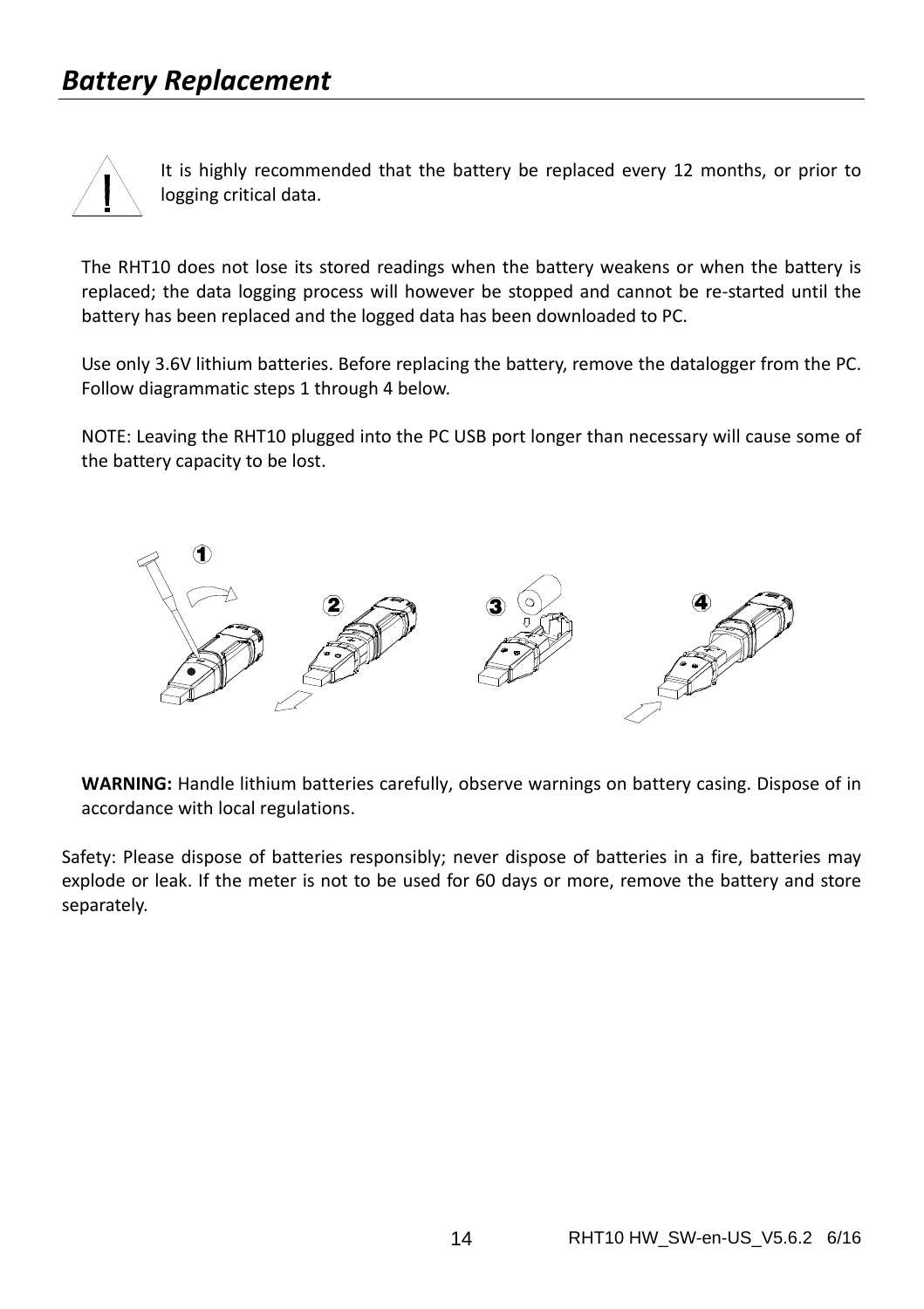## *Battery Replacement*

It is highly recommended that the battery be replaced every 12 months, or prior to logging critical data.

The RHT10 does not lose its stored readings when the battery weakens or when the battery is replaced; the data logging process will however be stopped and cannot be re-started until the battery has been replaced and the logged data has been downloaded to PC.

Use only 3.6V lithium batteries. Before replacing the battery, remove the datalogger from the PC. Follow diagrammatic steps 1 through 4 below.

NOTE: Leaving the RHT10 plugged into the PC USB port longer than necessary will cause some of the battery capacity to be lost.

**WARNING:** Handle lithium batteries carefully, observe warnings on battery casing. Dispose of in accordance with local regulations.

Safety: Please dispose of batteries responsibly; never dispose of batteries in a fire, batteries may explode or leak. If the meter is not to be used for 60 days or more, remove the battery and store separately.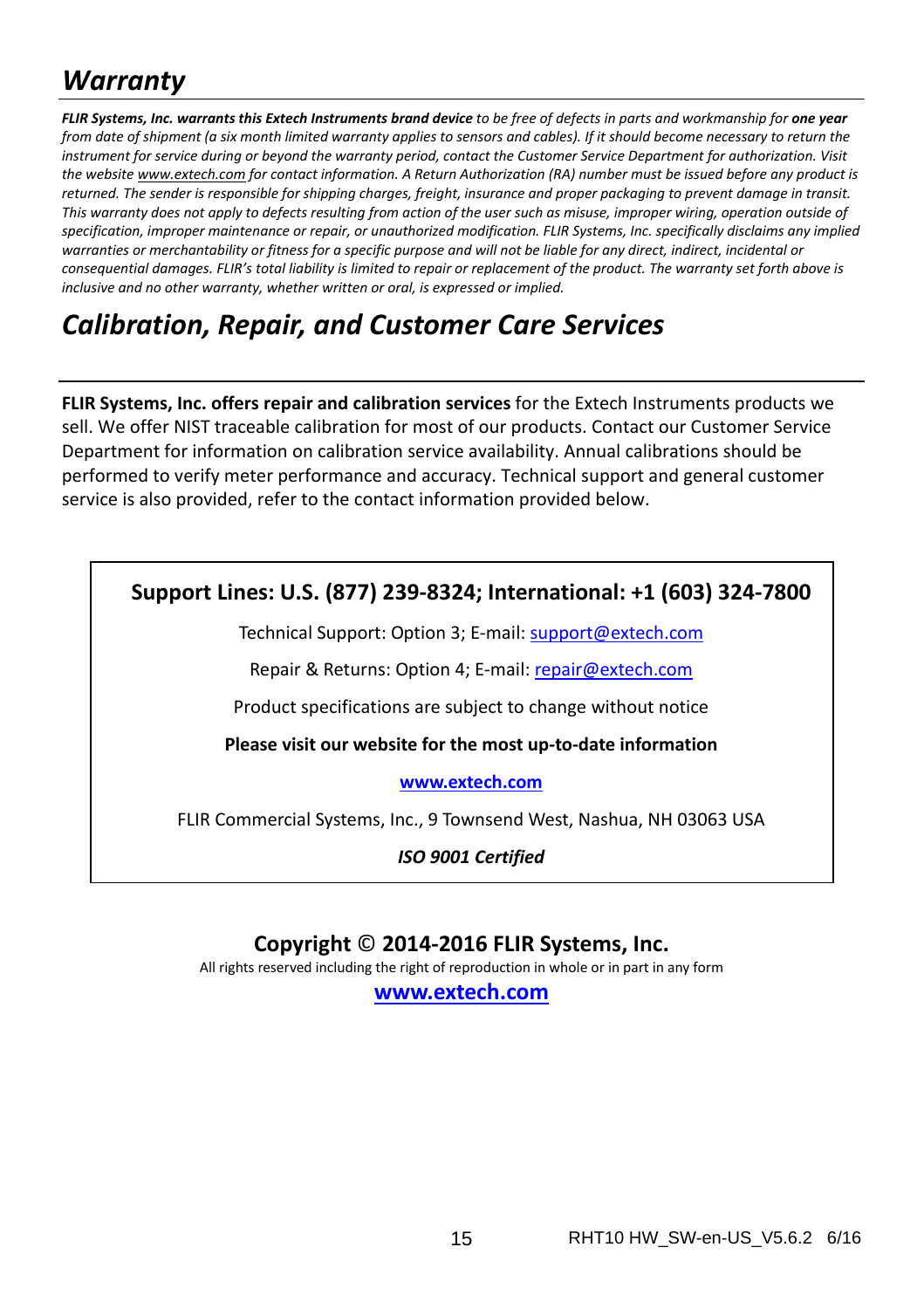# *Warranty*

***FLIR Systems, Inc. warrants this Extech Instruments brand device** to be free of defects in parts and workmanship for **one year** from date of shipment (a six month limited warranty applies to sensors and cables). If it should become necessary to return the instrument for service during or beyond the warranty period, contact the Customer Service Department for authorization. Visit the website www.extech.com for contact information. A Return Authorization (RA) number must be issued before any product is returned. The sender is responsible for shipping charges, freight, insurance and proper packaging to prevent damage in transit. This warranty does not apply to defects resulting from action of the user such as misuse, improper wiring, operation outside of specification, improper maintenance or repair, or unauthorized modification. FLIR Systems, Inc. specifically disclaims any implied warranties or merchantability or fitness for a specific purpose and will not be liable for any direct, indirect, incidental or consequential damages. FLIR's total liability is limited to repair or replacement of the product. The warranty set forth above is inclusive and no other warranty, whether written or oral, is expressed or implied.*

# *Calibration, Repair, and Customer Care Services*

**FLIR Systems, Inc. offers repair and calibration services** for the Extech Instruments products we sell. We offer NIST traceable calibration for most of our products. Contact our Customer Service Department for information on calibration service availability. Annual calibrations should be performed to verify meter performance and accuracy. Technical support and general customer service is also provided, refer to the contact information provided below.

**Support Lines: U.S. (877) 239-8324; International: +1 (603) 324-7800**

Technical Support: Option 3; E-mail: support@extech.com

Repair & Returns: Option 4; E-mail: repair@extech.com

Product specifications are subject to change without notice

**Please visit our website for the most up-to-date information**

**www.extech.com**

FLIR Commercial Systems, Inc., 9 Townsend West, Nashua, NH 03063 USA

***ISO 9001 Certified***

**Copyright © 2014-2016 FLIR Systems, Inc.**

All rights reserved including the right of reproduction in whole or in part in any form

**www.extech.com**

RHT10 HW_SW-en-US_V5.6.2 6/16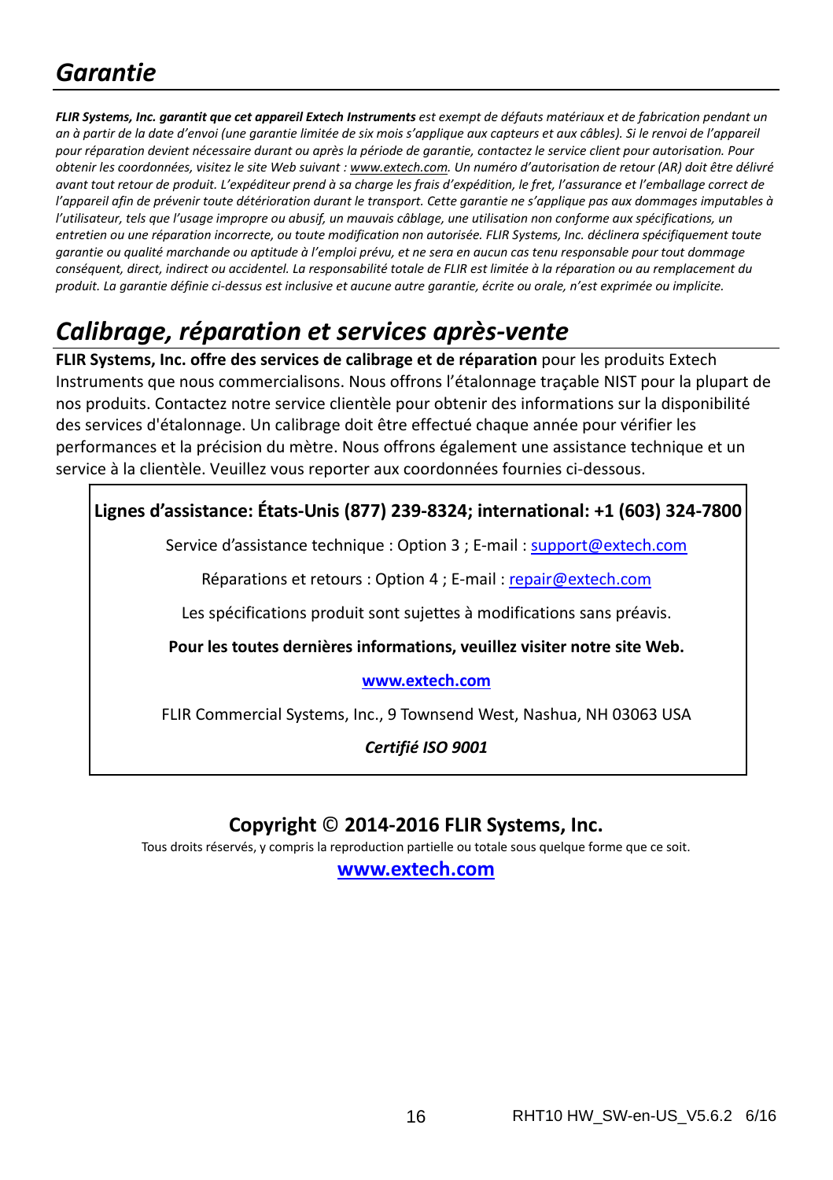## *Garantie*

***FLIR Systems, Inc. garantit que cet appareil Extech Instruments** est exempt de défauts matériaux et de fabrication pendant un an à partir de la date d'envoi (une garantie limitée de six mois s'applique aux capteurs et aux câbles). Si le renvoi de l'appareil pour réparation devient nécessaire durant ou après la période de garantie, contactez le service client pour autorisation. Pour obtenir les coordonnées, visitez le site Web suivant : www.extech.com. Un numéro d'autorisation de retour (AR) doit être délivré avant tout retour de produit. L'expéditeur prend à sa charge les frais d'expédition, le fret, l'assurance et l'emballage correct de l'appareil afin de prévenir toute détérioration durant le transport. Cette garantie ne s'applique pas aux dommages imputables à l'utilisateur, tels que l'usage impropre ou abusif, un mauvais câblage, une utilisation non conforme aux spécifications, un entretien ou une réparation incorrecte, ou toute modification non autorisée. FLIR Systems, Inc. déclinera spécifiquement toute garantie ou qualité marchande ou aptitude à l'emploi prévu, et ne sera en aucun cas tenu responsable pour tout dommage conséquent, direct, indirect ou accidentel. La responsabilité totale de FLIR est limitée à la réparation ou au remplacement du produit. La garantie définie ci-dessus est inclusive et aucune autre garantie, écrite ou orale, n'est exprimée ou implicite.*

## *Calibrage, réparation et services après-vente*

**FLIR Systems, Inc. offre des services de calibrage et de réparation** pour les produits Extech Instruments que nous commercialisons. Nous offrons l'étalonnage traçable NIST pour la plupart de nos produits. Contactez notre service clientèle pour obtenir des informations sur la disponibilité des services d'étalonnage. Un calibrage doit être effectué chaque année pour vérifier les performances et la précision du mètre. Nous offrons également une assistance technique et un service à la clientèle. Veuillez vous reporter aux coordonnées fournies ci-dessous.

**Lignes d'assistance: États-Unis (877) 239-8324; international: +1 (603) 324-7800**

Service d'assistance technique : Option 3 ; E-mail : support@extech.com

Réparations et retours : Option 4 ; E-mail : repair@extech.com

Les spécifications produit sont sujettes à modifications sans préavis.

**Pour les toutes dernières informations, veuillez visiter notre site Web.**

**www.extech.com**

FLIR Commercial Systems, Inc., 9 Townsend West, Nashua, NH 03063 USA

***Certifié ISO 9001***

**Copyright © 2014-2016 FLIR Systems, Inc.**

Tous droits réservés, y compris la reproduction partielle ou totale sous quelque forme que ce soit.

**www.extech.com**

RHT10 HW_SW-en-US_V5.6.2 6/16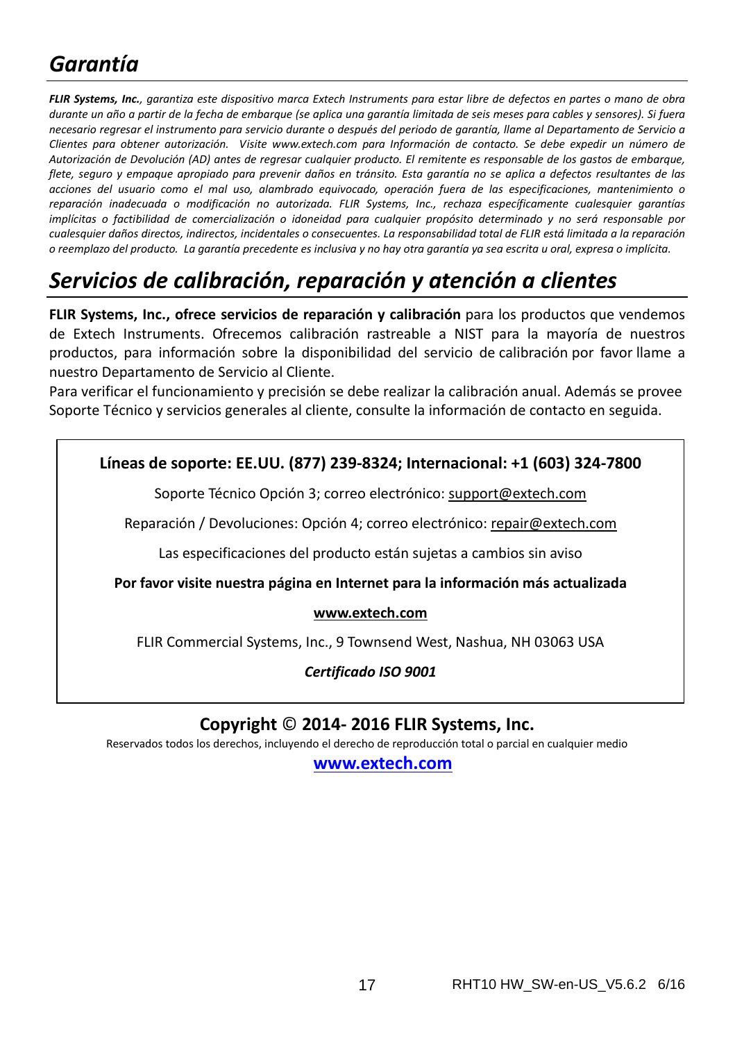# *Garantía*

***FLIR Systems, Inc.**, garantiza este dispositivo marca Extech Instruments para estar libre de defectos en partes o mano de obra durante un año a partir de la fecha de embarque (se aplica una garantía limitada de seis meses para cables y sensores). Si fuera necesario regresar el instrumento para servicio durante o después del periodo de garantía, llame al Departamento de Servicio a Clientes para obtener autorización. Visite www.extech.com para Información de contacto. Se debe expedir un número de Autorización de Devolución (AD) antes de regresar cualquier producto. El remitente es responsable de los gastos de embarque, flete, seguro y empaque apropiado para prevenir daños en tránsito. Esta garantía no se aplica a defectos resultantes de las acciones del usuario como el mal uso, alambrado equivocado, operación fuera de las especificaciones, mantenimiento o reparación inadecuada o modificación no autorizada. FLIR Systems, Inc., rechaza específicamente cualesquier garantías implícitas o factibilidad de comercialización o idoneidad para cualquier propósito determinado y no será responsable por cualesquier daños directos, indirectos, incidentales o consecuentes. La responsabilidad total de FLIR está limitada a la reparación o reemplazo del producto. La garantía precedente es inclusiva y no hay otra garantía ya sea escrita u oral, expresa o implícita.*

# *Servicios de calibración, reparación y atención a clientes*

**FLIR Systems, Inc., ofrece servicios de reparación y calibración** para los productos que vendemos de Extech Instruments. Ofrecemos calibración rastreable a NIST para la mayoría de nuestros productos, para información sobre la disponibilidad del servicio de calibración por favor llame a nuestro Departamento de Servicio al Cliente.
Para verificar el funcionamiento y precisión se debe realizar la calibración anual. Además se provee Soporte Técnico y servicios generales al cliente, consulte la información de contacto en seguida.

**Líneas de soporte: EE.UU. (877) 239-8324; Internacional: +1 (603) 324-7800**

Soporte Técnico Opción 3; correo electrónico: support@extech.com

Reparación / Devoluciones: Opción 4; correo electrónico: repair@extech.com

Las especificaciones del producto están sujetas a cambios sin aviso

**Por favor visite nuestra página en Internet para la información más actualizada**

**www.extech.com**

FLIR Commercial Systems, Inc., 9 Townsend West, Nashua, NH 03063 USA

***Certificado ISO 9001***

**Copyright © 2014- 2016 FLIR Systems, Inc.**

Reservados todos los derechos, incluyendo el derecho de reproducción total o parcial en cualquier medio

**www.extech.com**

RHT10 HW_SW-en-US_V5.6.2 6/16